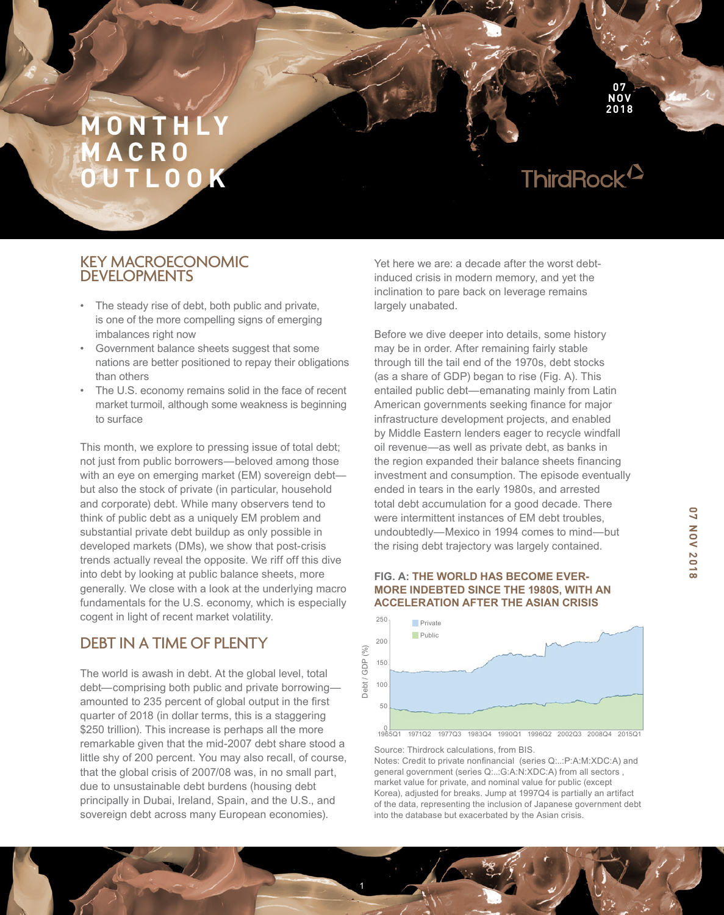# MONTHLY MACRO OUTLOOK

07 NOV 2018

ThirdRock

## KEY MACROECONOMIC DEVELOPMENTS

- The steady rise of debt, both public and private, is one of the more compelling signs of emerging imbalances right now
- Government balance sheets suggest that some nations are better positioned to repay their obligations than others
- The U.S. economy remains solid in the face of recent market turmoil, although some weakness is beginning to surface

This month, we explore to pressing issue of total debt; not just from public borrowers—beloved among those with an eye on emerging market (EM) sovereign debt—but also the stock of private (in particular, household and corporate) debt. While many observers tend to think of public debt as a uniquely EM problem and substantial private debt buildup as only possible in developed markets (DMs), we show that post-crisis trends actually reveal the opposite. We riff off this dive into debt by looking at public balance sheets, more generally. We close with a look at the underlying macro fundamentals for the U.S. economy, which is especially cogent in light of recent market volatility.

## DEBT IN A TIME OF PLENTY

The world is awash in debt. At the global level, total debt—comprising both public and private borrowing—amounted to 235 percent of global output in the first quarter of 2018 (in dollar terms, this is a staggering $250 trillion). This increase is perhaps all the more remarkable given that the mid-2007 debt share stood a little shy of 200 percent. You may also recall, of course, that the global crisis of 2007/08 was, in no small part, due to unsustainable debt burdens (housing debt principally in Dubai, Ireland, Spain, and the U.S., and sovereign debt across many European economies).

Yet here we are: a decade after the worst debt-induced crisis in modern memory, and yet the inclination to pare back on leverage remains largely unabated.

Before we dive deeper into details, some history may be in order. After remaining fairly stable through till the tail end of the 1970s, debt stocks (as a share of GDP) began to rise (Fig. A). This entailed public debt—emanating mainly from Latin American governments seeking finance for major infrastructure development projects, and enabled by Middle Eastern lenders eager to recycle windfall oil revenue—as well as private debt, as banks in the region expanded their balance sheets financing investment and consumption. The episode eventually ended in tears in the early 1980s, and arrested total debt accumulation for a good decade. There were intermittent instances of EM debt troubles, undoubtedly—Mexico in 1994 comes to mind—but the rising debt trajectory was largely contained.

**FIG. A: THE WORLD HAS BECOME EVER-MORE INDEBTED SINCE THE 1980S, WITH AN ACCELERATION AFTER THE ASIAN CRISIS**

Source: Thirdrock calculations, from BIS.
Notes: Credit to private nonfinancial (series Q:...:P:A:M:XDC:A) and general government (series Q:..:G:A:N:XDC:A) from all sectors , market value for private, and nominal value for public (except Korea), adjusted for breaks. Jump at 1997Q4 is partially an artifact of the data, representing the inclusion of Japanese government debt into the database but exacerbated by the Asian crisis.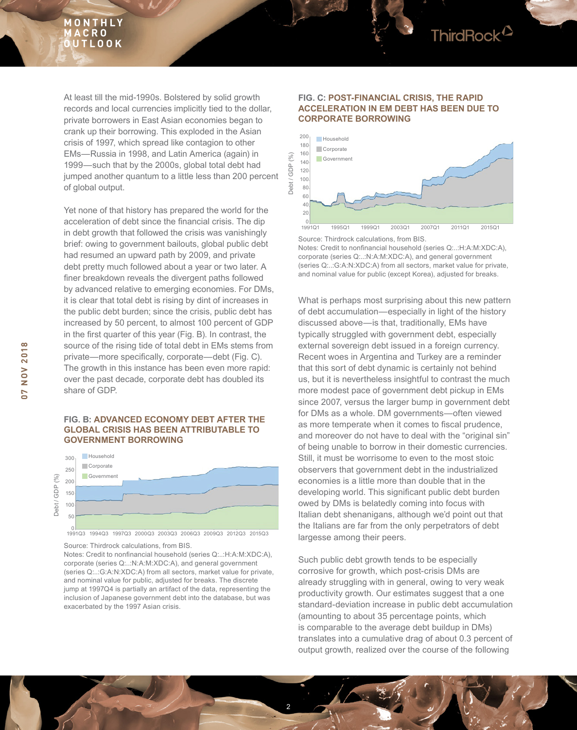At least till the mid-1990s. Bolstered by solid growth records and local currencies implicitly tied to the dollar, private borrowers in East Asian economies began to crank up their borrowing. This exploded in the Asian crisis of 1997, which spread like contagion to other EMs—Russia in 1998, and Latin America (again) in 1999—such that by the 2000s, global total debt had jumped another quantum to a little less than 200 percent of global output.

Yet none of that history has prepared the world for the acceleration of debt since the financial crisis. The dip in debt growth that followed the crisis was vanishingly brief: owing to government bailouts, global public debt had resumed an upward path by 2009, and private debt pretty much followed about a year or two later. A finer breakdown reveals the divergent paths followed by advanced relative to emerging economies. For DMs, it is clear that total debt is rising by dint of increases in the public debt burden; since the crisis, public debt has increased by 50 percent, to almost 100 percent of GDP in the first quarter of this year (Fig. B). In contrast, the source of the rising tide of total debt in EMs stems from private—more specifically, corporate—debt (Fig. C). The growth in this instance has been even more rapid: over the past decade, corporate debt has doubled its share of GDP.

**FIG. B: ADVANCED ECONOMY DEBT AFTER THE GLOBAL CRISIS HAS BEEN ATTRIBUTABLE TO GOVERNMENT BORROWING**

Source: Thirdrock calculations, from BIS.
Notes: Credit to nonfinancial household (series Q:..:H:A:M:XDC:A), corporate (series Q:..:N:A:M:XDC:A), and general government (series Q:..:G:A:N:XDC:A) from all sectors, market value for private, and nominal value for public, adjusted for breaks. The discrete jump at 1997Q4 is partially an artifact of the data, representing the inclusion of Japanese government debt into the database, but was exacerbated by the 1997 Asian crisis.

**FIG. C: POST-FINANCIAL CRISIS, THE RAPID ACCELERATION IN EM DEBT HAS BEEN DUE TO CORPORATE BORROWING**

Source: Thirdrock calculations, from BIS.
Notes: Credit to nonfinancial household (series Q:..:H:A:M:XDC:A), corporate (series Q:..:N:A:M:XDC:A), and general government (series Q:..:G:A:N:XDC:A) from all sectors, market value for private, and nominal value for public (except Korea), adjusted for breaks.

What is perhaps most surprising about this new pattern of debt accumulation—especially in light of the history discussed above—is that, traditionally, EMs have typically struggled with government debt, especially external sovereign debt issued in a foreign currency. Recent woes in Argentina and Turkey are a reminder that this sort of debt dynamic is certainly not behind us, but it is nevertheless insightful to contrast the much more modest pace of government debt pickup in EMs since 2007, versus the larger bump in government debt for DMs as a whole. DM governments—often viewed as more temperate when it comes to fiscal prudence, and moreover do not have to deal with the "original sin" of being unable to borrow in their domestic currencies. Still, it must be worrisome to even to the most stoic observers that government debt in the industrialized economies is a little more than double that in the developing world. This significant public debt burden owed by DMs is belatedly coming into focus with Italian debt shenanigans, although we'd point out that the Italians are far from the only perpetrators of debt largesse among their peers.

Such public debt growth tends to be especially corrosive for growth, which post-crisis DMs are already struggling with in general, owing to very weak productivity growth. Our estimates suggest that a one standard-deviation increase in public debt accumulation (amounting to about 35 percentage points, which is comparable to the average debt buildup in DMs) translates into a cumulative drag of about 0.3 percent of output growth, realized over the course of the following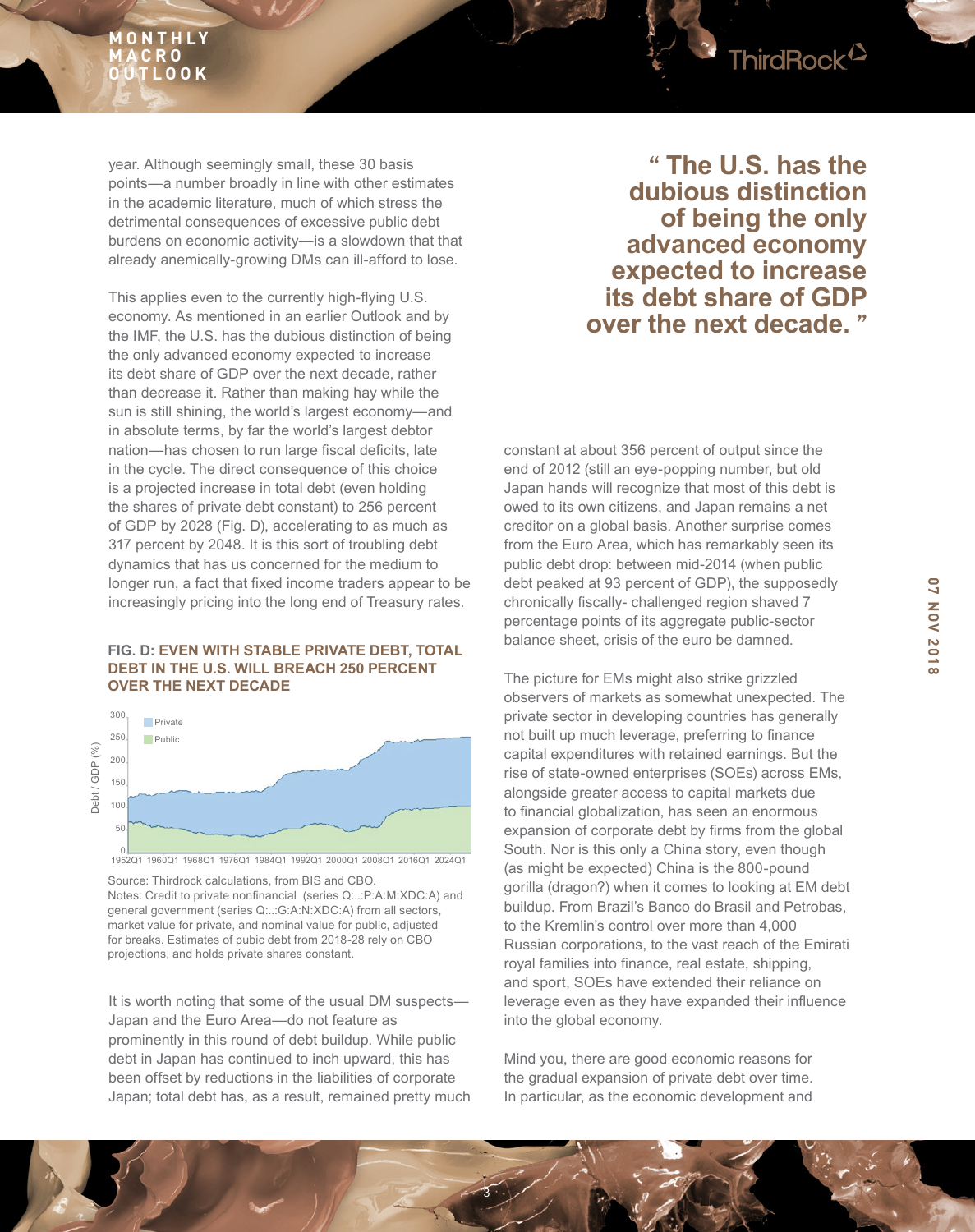year. Although seemingly small, these 30 basis points—a number broadly in line with other estimates in the academic literature, much of which stress the detrimental consequences of excessive public debt burdens on economic activity—is a slowdown that that already anemically-growing DMs can ill-afford to lose.

This applies even to the currently high-flying U.S. economy. As mentioned in an earlier Outlook and by the IMF, the U.S. has the dubious distinction of being the only advanced economy expected to increase its debt share of GDP over the next decade, rather than decrease it. Rather than making hay while the sun is still shining, the world's largest economy—and in absolute terms, by far the world's largest debtor nation—has chosen to run large fiscal deficits, late in the cycle. The direct consequence of this choice is a projected increase in total debt (even holding the shares of private debt constant) to 256 percent of GDP by 2028 (Fig. D), accelerating to as much as 317 percent by 2048. It is this sort of troubling debt dynamics that has us concerned for the medium to longer run, a fact that fixed income traders appear to be increasingly pricing into the long end of Treasury rates.

**" The U.S. has the dubious distinction of being the only advanced economy expected to increase its debt share of GDP over the next decade. "**

**FIG. D: EVEN WITH STABLE PRIVATE DEBT, TOTAL DEBT IN THE U.S. WILL BREACH 250 PERCENT OVER THE NEXT DECADE**

Source: Thirdrock calculations, from BIS and CBO.
Notes: Credit to private nonfinancial (series Q:..:P:A:M:XDC:A) and general government (series Q:..:G:A:N:XDC:A) from all sectors, market value for private, and nominal value for public, adjusted for breaks. Estimates of pubic debt from 2018-28 rely on CBO projections, and holds private shares constant.

It is worth noting that some of the usual DM suspects—Japan and the Euro Area—do not feature as prominently in this round of debt buildup. While public debt in Japan has continued to inch upward, this has been offset by reductions in the liabilities of corporate Japan; total debt has, as a result, remained pretty much constant at about 356 percent of output since the end of 2012 (still an eye-popping number, but old Japan hands will recognize that most of this debt is owed to its own citizens, and Japan remains a net creditor on a global basis. Another surprise comes from the Euro Area, which has remarkably seen its public debt drop: between mid-2014 (when public debt peaked at 93 percent of GDP), the supposedly chronically fiscally- challenged region shaved 7 percentage points of its aggregate public-sector balance sheet, crisis of the euro be damned.

The picture for EMs might also strike grizzled observers of markets as somewhat unexpected. The private sector in developing countries has generally not built up much leverage, preferring to finance capital expenditures with retained earnings. But the rise of state-owned enterprises (SOEs) across EMs, alongside greater access to capital markets due to financial globalization, has seen an enormous expansion of corporate debt by firms from the global South. Nor is this only a China story, even though (as might be expected) China is the 800-pound gorilla (dragon?) when it comes to looking at EM debt buildup. From Brazil's Banco do Brasil and Petrobas, to the Kremlin's control over more than 4,000 Russian corporations, to the vast reach of the Emirati royal families into finance, real estate, shipping, and sport, SOEs have extended their reliance on leverage even as they have expanded their influence into the global economy.

Mind you, there are good economic reasons for the gradual expansion of private debt over time. In particular, as the economic development and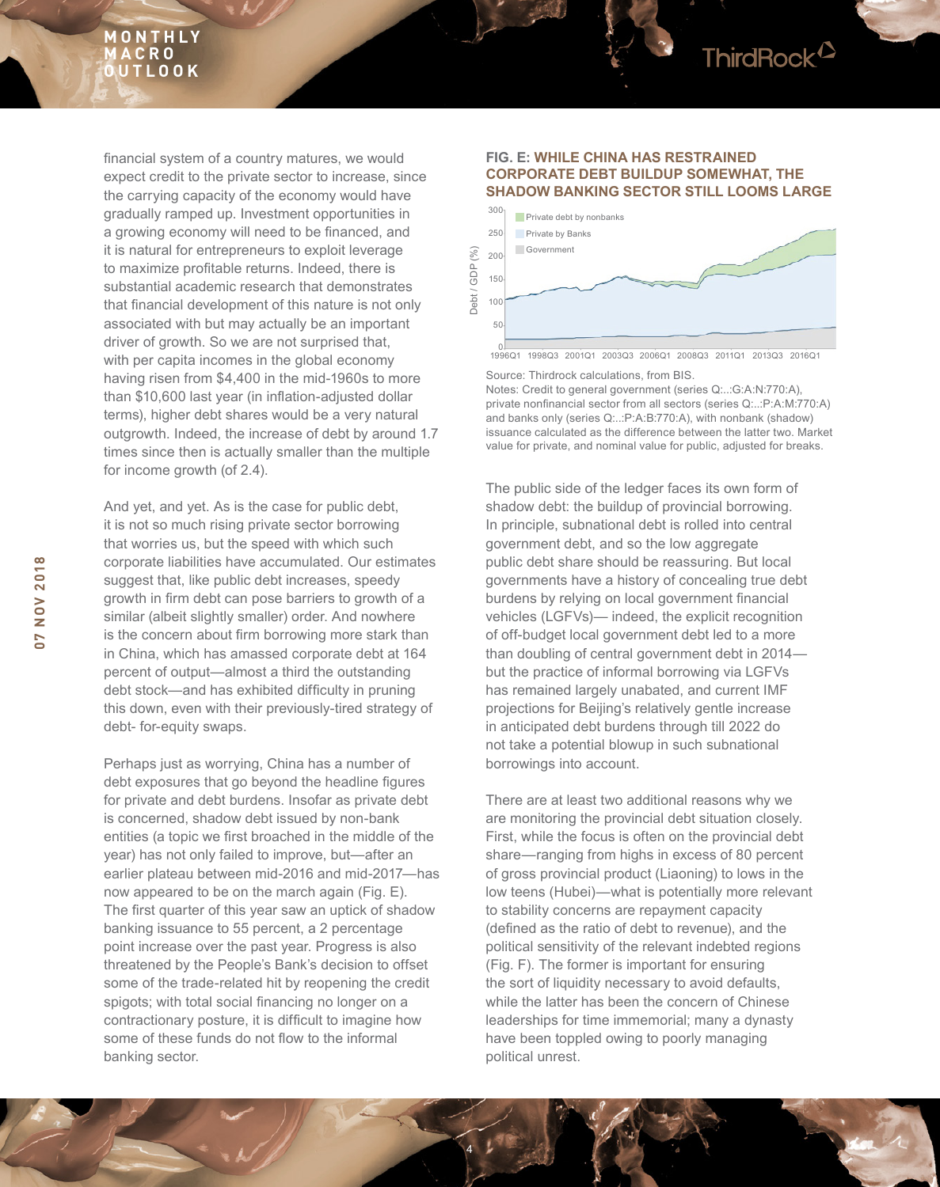financial system of a country matures, we would expect credit to the private sector to increase, since the carrying capacity of the economy would have gradually ramped up. Investment opportunities in a growing economy will need to be financed, and it is natural for entrepreneurs to exploit leverage to maximize profitable returns. Indeed, there is substantial academic research that demonstrates that financial development of this nature is not only associated with but may actually be an important driver of growth. So we are not surprised that, with per capita incomes in the global economy having risen from $4,400 in the mid-1960s to more than $10,600 last year (in inflation-adjusted dollar terms), higher debt shares would be a very natural outgrowth. Indeed, the increase of debt by around 1.7 times since then is actually smaller than the multiple for income growth (of 2.4).

And yet, and yet. As is the case for public debt, it is not so much rising private sector borrowing that worries us, but the speed with which such corporate liabilities have accumulated. Our estimates suggest that, like public debt increases, speedy growth in firm debt can pose barriers to growth of a similar (albeit slightly smaller) order. And nowhere is the concern about firm borrowing more stark than in China, which has amassed corporate debt at 164 percent of output—almost a third the outstanding debt stock—and has exhibited difficulty in pruning this down, even with their previously-tired strategy of debt- for-equity swaps.

Perhaps just as worrying, China has a number of debt exposures that go beyond the headline figures for private and debt burdens. Insofar as private debt is concerned, shadow debt issued by non-bank entities (a topic we first broached in the middle of the year) has not only failed to improve, but—after an earlier plateau between mid-2016 and mid-2017—has now appeared to be on the march again (Fig. E). The first quarter of this year saw an uptick of shadow banking issuance to 55 percent, a 2 percentage point increase over the past year. Progress is also threatened by the People's Bank's decision to offset some of the trade-related hit by reopening the credit spigots; with total social financing no longer on a contractionary posture, it is difficult to imagine how some of these funds do not flow to the informal banking sector.

**FIG. E: WHILE CHINA HAS RESTRAINED CORPORATE DEBT BUILDUP SOMEWHAT, THE SHADOW BANKING SECTOR STILL LOOMS LARGE**

Source: Thirdrock calculations, from BIS.
Notes: Credit to general government (series Q:..:G:A:N:770:A), private nonfinancial sector from all sectors (series Q:..:P:A:M:770:A) and banks only (series Q:..:P:A:B:770:A), with nonbank (shadow) issuance calculated as the difference between the latter two. Market value for private, and nominal value for public, adjusted for breaks.

The public side of the ledger faces its own form of shadow debt: the buildup of provincial borrowing. In principle, subnational debt is rolled into central government debt, and so the low aggregate public debt share should be reassuring. But local governments have a history of concealing true debt burdens by relying on local government financial vehicles (LGFVs)— indeed, the explicit recognition of off-budget local government debt led to a more than doubling of central government debt in 2014—but the practice of informal borrowing via LGFVs has remained largely unabated, and current IMF projections for Beijing's relatively gentle increase in anticipated debt burdens through till 2022 do not take a potential blowup in such subnational borrowings into account.

There are at least two additional reasons why we are monitoring the provincial debt situation closely. First, while the focus is often on the provincial debt share—ranging from highs in excess of 80 percent of gross provincial product (Liaoning) to lows in the low teens (Hubei)—what is potentially more relevant to stability concerns are repayment capacity (defined as the ratio of debt to revenue), and the political sensitivity of the relevant indebted regions (Fig. F). The former is important for ensuring the sort of liquidity necessary to avoid defaults, while the latter has been the concern of Chinese leaderships for time immemorial; many a dynasty have been toppled owing to poorly managing political unrest.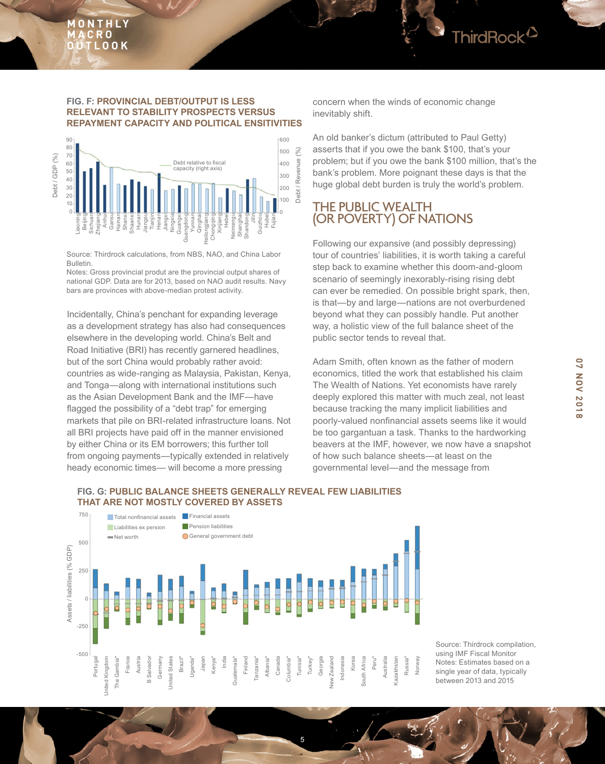**FIG. F: PROVINCIAL DEBT/OUTPUT IS LESS RELEVANT TO STABILITY PROSPECTS VERSUS REPAYMENT CAPACITY AND POLITICAL ENSITIVITIES**

Source: Thirdrock calculations, from NBS, NAO, and China Labor Bulletin.
Notes: Gross provincial produt are the provincial output shares of national GDP. Data are for 2013, based on NAO audit results. Navy bars are provinces with above-median protest activity.

Incidentally, China's penchant for expanding leverage as a development strategy has also had consequences elsewhere in the developing world. China's Belt and Road Initiative (BRI) has recently garnered headlines, but of the sort China would probably rather avoid: countries as wide-ranging as Malaysia, Pakistan, Kenya, and Tonga—along with international institutions such as the Asian Development Bank and the IMF—have flagged the possibility of a "debt trap" for emerging markets that pile on BRI-related infrastructure loans. Not all BRI projects have paid off in the manner envisioned by either China or its EM borrowers; this further toll from ongoing payments—typically extended in relatively heady economic times— will become a more pressing concern when the winds of economic change inevitably shift.

An old banker's dictum (attributed to Paul Getty) asserts that if you owe the bank $100, that's your problem; but if you owe the bank $100 million, that's the bank's problem. More poignant these days is that the huge global debt burden is truly the world's problem.

## THE PUBLIC WEALTH (OR POVERTY) OF NATIONS

Following our expansive (and possibly depressing) tour of countries' liabilities, it is worth taking a careful step back to examine whether this doom-and-gloom scenario of seemingly inexorably-rising rising debt can ever be remedied. On possible bright spark, then, is that—by and large—nations are not overburdened beyond what they can possibly handle. Put another way, a holistic view of the full balance sheet of the public sector tends to reveal that.

Adam Smith, often known as the father of modern economics, titled the work that established his claim The Wealth of Nations. Yet economists have rarely deeply explored this matter with much zeal, not least because tracking the many implicit liabilities and poorly-valued nonfinancial assets seems like it would be too gargantuan a task. Thanks to the hardworking beavers at the IMF, however, we now have a snapshot of how such balance sheets—at least on the governmental level—and the message from

**FIG. G: PUBLIC BALANCE SHEETS GENERALLY REVEAL FEW LIABILITIES THAT ARE NOT MOSTLY COVERED BY ASSETS**

Source: Thirdrock compilation, using IMF Fiscal Monitor
Notes: Estimates based on a single year of data, typically between 2013 and 2015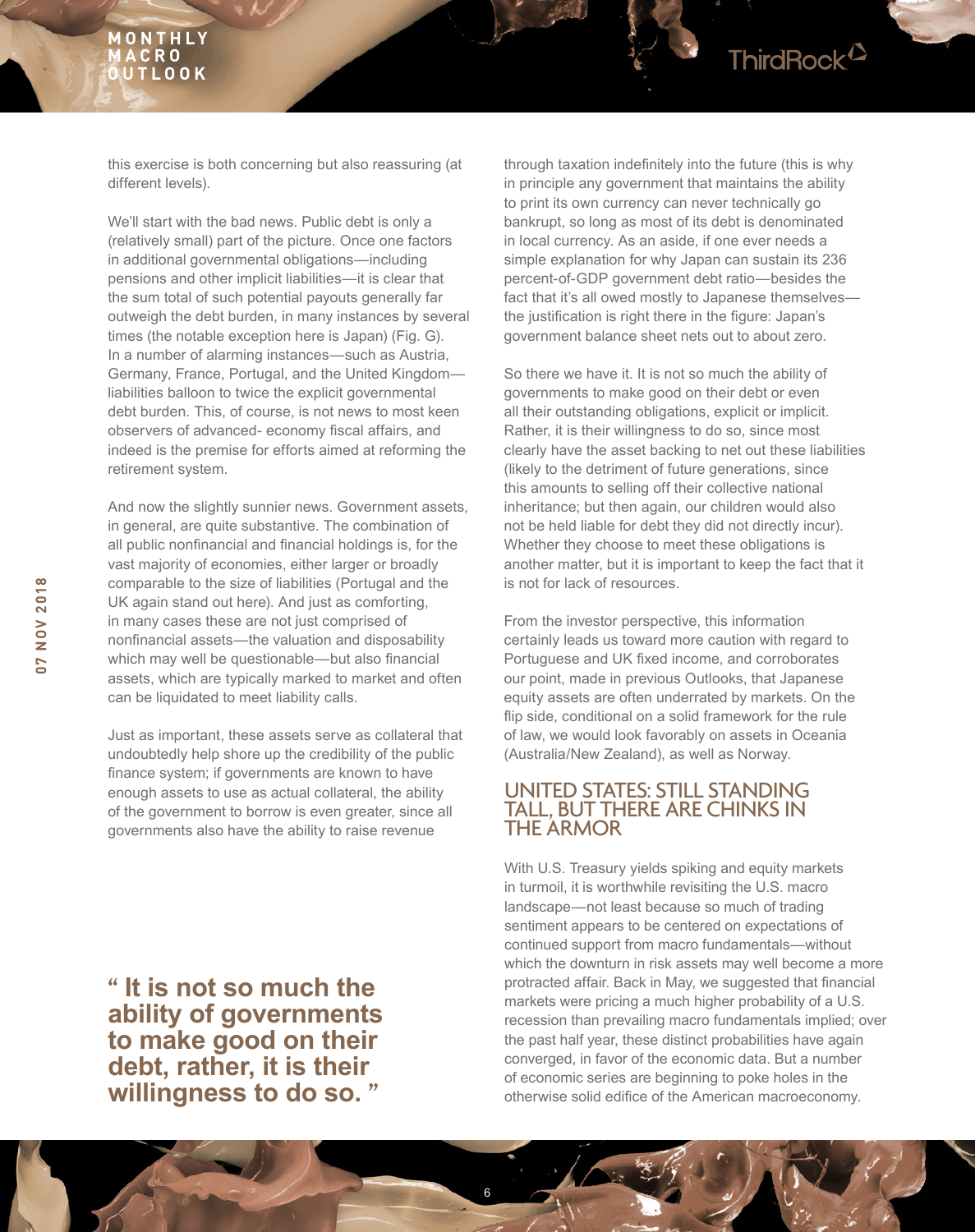this exercise is both concerning but also reassuring (at different levels).

We'll start with the bad news. Public debt is only a (relatively small) part of the picture. Once one factors in additional governmental obligations—including pensions and other implicit liabilities—it is clear that the sum total of such potential payouts generally far outweigh the debt burden, in many instances by several times (the notable exception here is Japan) (Fig. G). In a number of alarming instances—such as Austria, Germany, France, Portugal, and the United Kingdom—liabilities balloon to twice the explicit governmental debt burden. This, of course, is not news to most keen observers of advanced- economy fiscal affairs, and indeed is the premise for efforts aimed at reforming the retirement system.

And now the slightly sunnier news. Government assets, in general, are quite substantive. The combination of all public nonfinancial and financial holdings is, for the vast majority of economies, either larger or broadly comparable to the size of liabilities (Portugal and the UK again stand out here). And just as comforting, in many cases these are not just comprised of nonfinancial assets—the valuation and disposability which may well be questionable—but also financial assets, which are typically marked to market and often can be liquidated to meet liability calls.

Just as important, these assets serve as collateral that undoubtedly help shore up the credibility of the public finance system; if governments are known to have enough assets to use as actual collateral, the ability of the government to borrow is even greater, since all governments also have the ability to raise revenue through taxation indefinitely into the future (this is why in principle any government that maintains the ability to print its own currency can never technically go bankrupt, so long as most of its debt is denominated in local currency. As an aside, if one ever needs a simple explanation for why Japan can sustain its 236 percent-of-GDP government debt ratio—besides the fact that it's all owed mostly to Japanese themselves—the justification is right there in the figure: Japan's government balance sheet nets out to about zero.

So there we have it. It is not so much the ability of governments to make good on their debt or even all their outstanding obligations, explicit or implicit. Rather, it is their willingness to do so, since most clearly have the asset backing to net out these liabilities (likely to the detriment of future generations, since this amounts to selling off their collective national inheritance; but then again, our children would also not be held liable for debt they did not directly incur). Whether they choose to meet these obligations is another matter, but it is important to keep the fact that it is not for lack of resources.

**" It is not so much the ability of governments to make good on their debt, rather, it is their willingness to do so. "**

From the investor perspective, this information certainly leads us toward more caution with regard to Portuguese and UK fixed income, and corroborates our point, made in previous Outlooks, that Japanese equity assets are often underrated by markets. On the flip side, conditional on a solid framework for the rule of law, we would look favorably on assets in Oceania (Australia/New Zealand), as well as Norway.

## UNITED STATES: STILL STANDING TALL, BUT THERE ARE CHINKS IN THE ARMOR

With U.S. Treasury yields spiking and equity markets in turmoil, it is worthwhile revisiting the U.S. macro landscape—not least because so much of trading sentiment appears to be centered on expectations of continued support from macro fundamentals—without which the downturn in risk assets may well become a more protracted affair. Back in May, we suggested that financial markets were pricing a much higher probability of a U.S. recession than prevailing macro fundamentals implied; over the past half year, these distinct probabilities have again converged, in favor of the economic data. But a number of economic series are beginning to poke holes in the otherwise solid edifice of the American macroeconomy.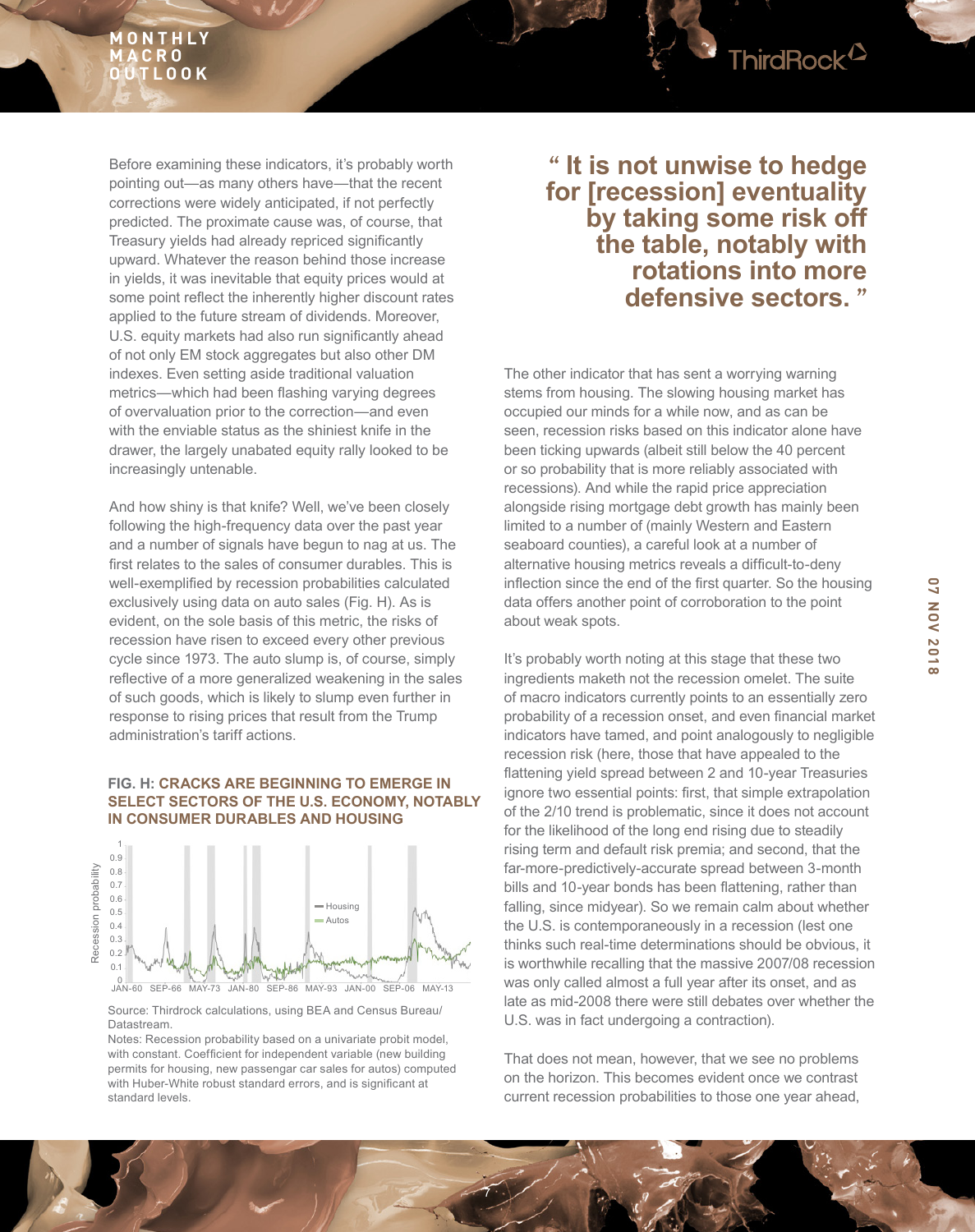Before examining these indicators, it's probably worth pointing out—as many others have—that the recent corrections were widely anticipated, if not perfectly predicted. The proximate cause was, of course, that Treasury yields had already repriced significantly upward. Whatever the reason behind those increase in yields, it was inevitable that equity prices would at some point reflect the inherently higher discount rates applied to the future stream of dividends. Moreover, U.S. equity markets had also run significantly ahead of not only EM stock aggregates but also other DM indexes. Even setting aside traditional valuation metrics—which had been flashing varying degrees of overvaluation prior to the correction—and even with the enviable status as the shiniest knife in the drawer, the largely unabated equity rally looked to be increasingly untenable.

And how shiny is that knife? Well, we've been closely following the high-frequency data over the past year and a number of signals have begun to nag at us. The first relates to the sales of consumer durables. This is well-exemplified by recession probabilities calculated exclusively using data on auto sales (Fig. H). As is evident, on the sole basis of this metric, the risks of recession have risen to exceed every other previous cycle since 1973. The auto slump is, of course, simply reflective of a more generalized weakening in the sales of such goods, which is likely to slump even further in response to rising prices that result from the Trump administration's tariff actions.

**FIG. H: CRACKS ARE BEGINNING TO EMERGE IN SELECT SECTORS OF THE U.S. ECONOMY, NOTABLY IN CONSUMER DURABLES AND HOUSING**

Source: Thirdrock calculations, using BEA and Census Bureau/ Datastream.

Notes: Recession probability based on a univariate probit model, with constant. Coefficient for independent variable (new building permits for housing, new passengar car sales for autos) computed with Huber-White robust standard errors, and is significant at standard levels.

> **" It is not unwise to hedge for [recession] eventuality by taking some risk off the table, notably with rotations into more defensive sectors. "**

The other indicator that has sent a worrying warning stems from housing. The slowing housing market has occupied our minds for a while now, and as can be seen, recession risks based on this indicator alone have been ticking upwards (albeit still below the 40 percent or so probability that is more reliably associated with recessions). And while the rapid price appreciation alongside rising mortgage debt growth has mainly been limited to a number of (mainly Western and Eastern seaboard counties), a careful look at a number of alternative housing metrics reveals a difficult-to-deny inflection since the end of the first quarter. So the housing data offers another point of corroboration to the point about weak spots.

It's probably worth noting at this stage that these two ingredients maketh not the recession omelet. The suite of macro indicators currently points to an essentially zero probability of a recession onset, and even financial market indicators have tamed, and point analogously to negligible recession risk (here, those that have appealed to the flattening yield spread between 2 and 10-year Treasuries ignore two essential points: first, that simple extrapolation of the 2/10 trend is problematic, since it does not account for the likelihood of the long end rising due to steadily rising term and default risk premia; and second, that the far-more-predictively-accurate spread between 3-month bills and 10-year bonds has been flattening, rather than falling, since midyear). So we remain calm about whether the U.S. is contemporaneously in a recession (lest one thinks such real-time determinations should be obvious, it is worthwhile recalling that the massive 2007/08 recession was only called almost a full year after its onset, and as late as mid-2008 there were still debates over whether the U.S. was in fact undergoing a contraction).

That does not mean, however, that we see no problems on the horizon. This becomes evident once we contrast current recession probabilities to those one year ahead,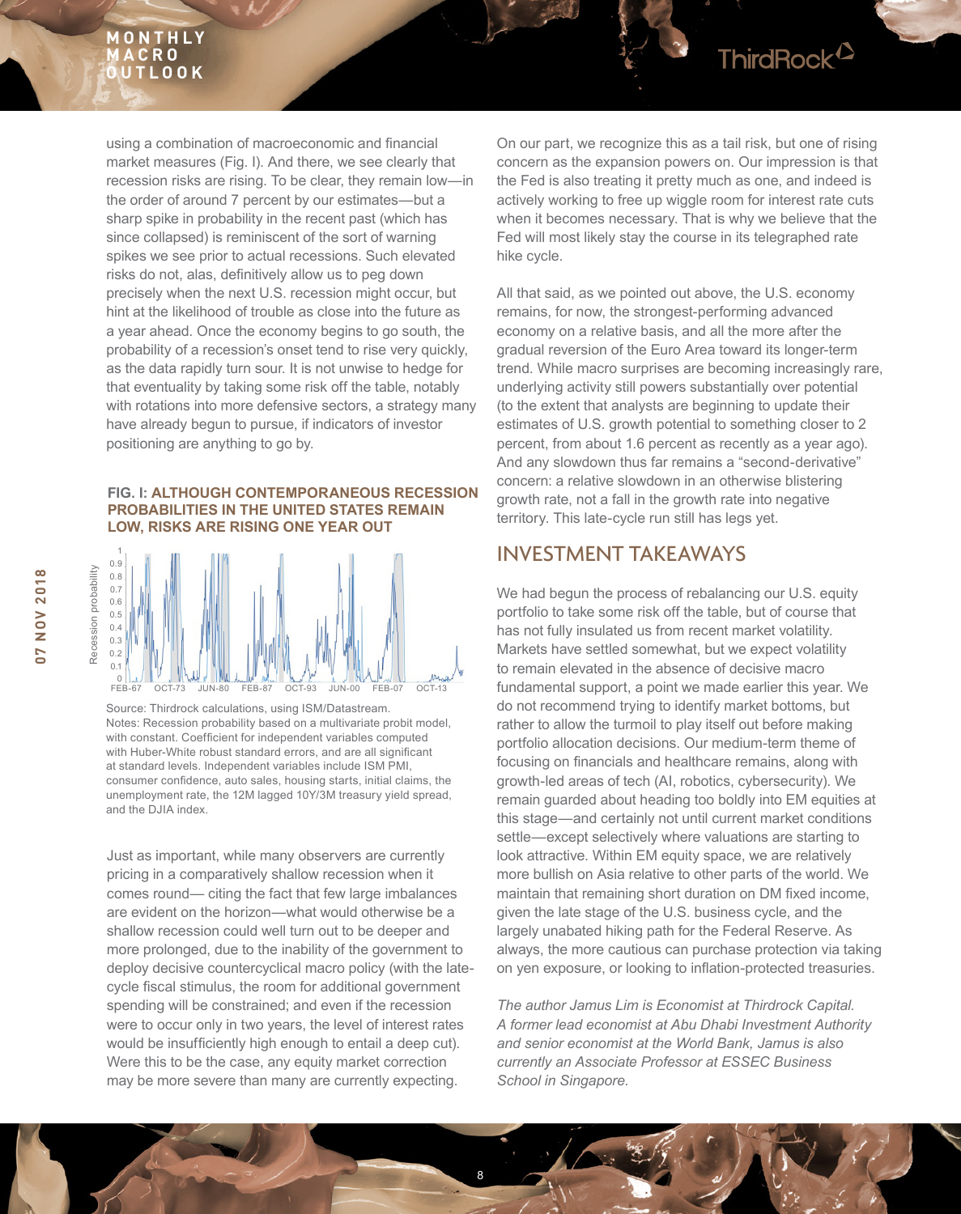using a combination of macroeconomic and financial market measures (Fig. I). And there, we see clearly that recession risks are rising. To be clear, they remain low—in the order of around 7 percent by our estimates—but a sharp spike in probability in the recent past (which has since collapsed) is reminiscent of the sort of warning spikes we see prior to actual recessions. Such elevated risks do not, alas, definitively allow us to peg down precisely when the next U.S. recession might occur, but hint at the likelihood of trouble as close into the future as a year ahead. Once the economy begins to go south, the probability of a recession's onset tend to rise very quickly, as the data rapidly turn sour. It is not unwise to hedge for that eventuality by taking some risk off the table, notably with rotations into more defensive sectors, a strategy many have already begun to pursue, if indicators of investor positioning are anything to go by.

**FIG. I: ALTHOUGH CONTEMPORANEOUS RECESSION PROBABILITIES IN THE UNITED STATES REMAIN LOW, RISKS ARE RISING ONE YEAR OUT**

Source: Thirdrock calculations, using ISM/Datastream.
Notes: Recession probability based on a multivariate probit model, with constant. Coefficient for independent variables computed with Huber-White robust standard errors, and are all significant at standard levels. Independent variables include ISM PMI, consumer confidence, auto sales, housing starts, initial claims, the unemployment rate, the 12M lagged 10Y/3M treasury yield spread, and the DJIA index.

Just as important, while many observers are currently pricing in a comparatively shallow recession when it comes round— citing the fact that few large imbalances are evident on the horizon—what would otherwise be a shallow recession could well turn out to be deeper and more prolonged, due to the inability of the government to deploy decisive countercyclical macro policy (with the late-cycle fiscal stimulus, the room for additional government spending will be constrained; and even if the recession were to occur only in two years, the level of interest rates would be insufficiently high enough to entail a deep cut). Were this to be the case, any equity market correction may be more severe than many are currently expecting.

On our part, we recognize this as a tail risk, but one of rising concern as the expansion powers on. Our impression is that the Fed is also treating it pretty much as one, and indeed is actively working to free up wiggle room for interest rate cuts when it becomes necessary. That is why we believe that the Fed will most likely stay the course in its telegraphed rate hike cycle.

All that said, as we pointed out above, the U.S. economy remains, for now, the strongest-performing advanced economy on a relative basis, and all the more after the gradual reversion of the Euro Area toward its longer-term trend. While macro surprises are becoming increasingly rare, underlying activity still powers substantially over potential (to the extent that analysts are beginning to update their estimates of U.S. growth potential to something closer to 2 percent, from about 1.6 percent as recently as a year ago). And any slowdown thus far remains a "second-derivative" concern: a relative slowdown in an otherwise blistering growth rate, not a fall in the growth rate into negative territory. This late-cycle run still has legs yet.

## INVESTMENT TAKEAWAYS

We had begun the process of rebalancing our U.S. equity portfolio to take some risk off the table, but of course that has not fully insulated us from recent market volatility. Markets have settled somewhat, but we expect volatility to remain elevated in the absence of decisive macro fundamental support, a point we made earlier this year. We do not recommend trying to identify market bottoms, but rather to allow the turmoil to play itself out before making portfolio allocation decisions. Our medium-term theme of focusing on financials and healthcare remains, along with growth-led areas of tech (AI, robotics, cybersecurity). We remain guarded about heading too boldly into EM equities at this stage—and certainly not until current market conditions settle—except selectively where valuations are starting to look attractive. Within EM equity space, we are relatively more bullish on Asia relative to other parts of the world. We maintain that remaining short duration on DM fixed income, given the late stage of the U.S. business cycle, and the largely unabated hiking path for the Federal Reserve. As always, the more cautious can purchase protection via taking on yen exposure, or looking to inflation-protected treasuries.

*The author Jamus Lim is Economist at Thirdrock Capital. A former lead economist at Abu Dhabi Investment Authority and senior economist at the World Bank, Jamus is also currently an Associate Professor at ESSEC Business School in Singapore.*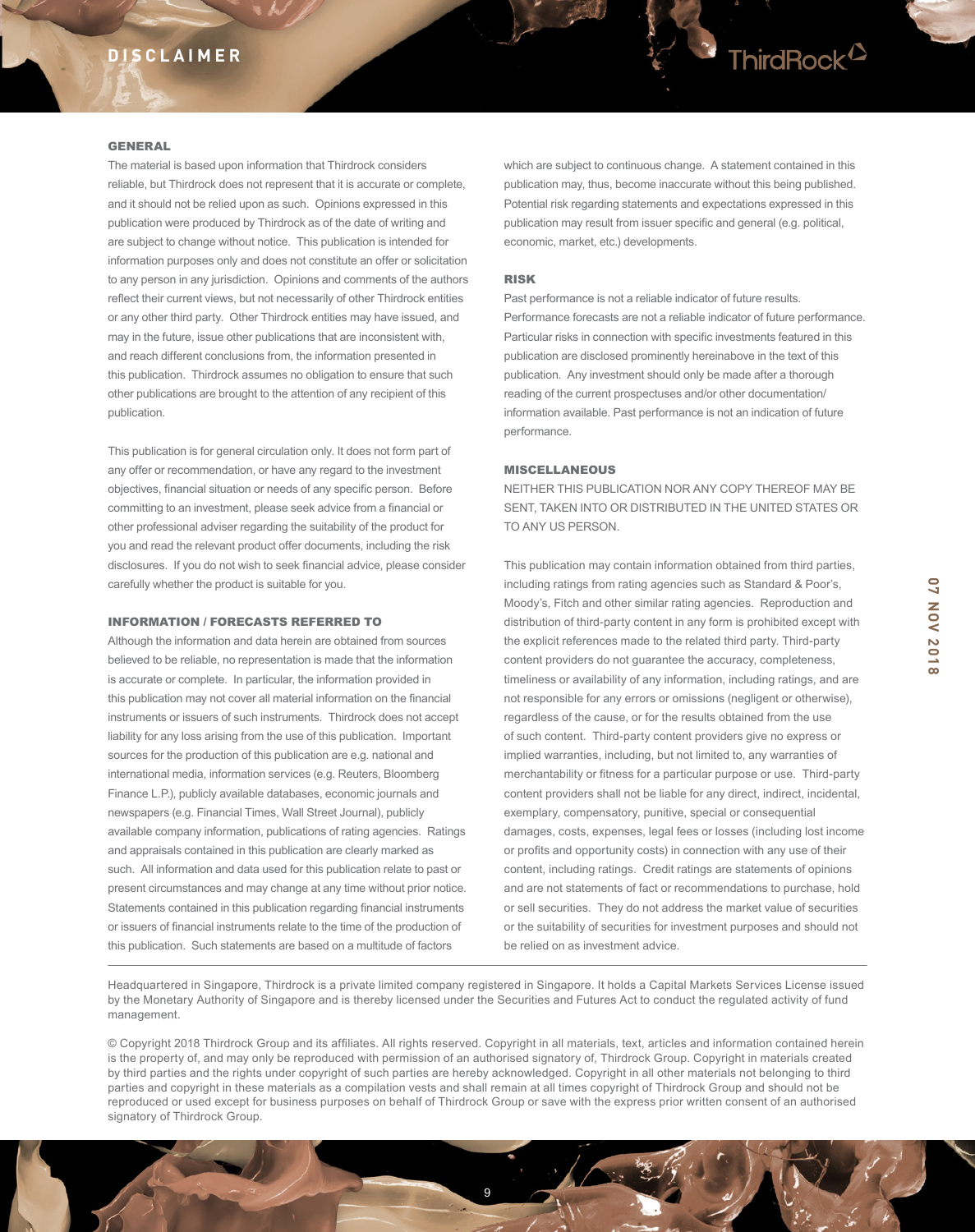# DISCLAIMER

### GENERAL

The material is based upon information that Thirdrock considers reliable, but Thirdrock does not represent that it is accurate or complete, and it should not be relied upon as such. Opinions expressed in this publication were produced by Thirdrock as of the date of writing and are subject to change without notice. This publication is intended for information purposes only and does not constitute an offer or solicitation to any person in any jurisdiction. Opinions and comments of the authors reflect their current views, but not necessarily of other Thirdrock entities or any other third party. Other Thirdrock entities may have issued, and may in the future, issue other publications that are inconsistent with, and reach different conclusions from, the information presented in this publication. Thirdrock assumes no obligation to ensure that such other publications are brought to the attention of any recipient of this publication.

This publication is for general circulation only. It does not form part of any offer or recommendation, or have any regard to the investment objectives, financial situation or needs of any specific person. Before committing to an investment, please seek advice from a financial or other professional adviser regarding the suitability of the product for you and read the relevant product offer documents, including the risk disclosures. If you do not wish to seek financial advice, please consider carefully whether the product is suitable for you.

### INFORMATION / FORECASTS REFERRED TO

Although the information and data herein are obtained from sources believed to be reliable, no representation is made that the information is accurate or complete. In particular, the information provided in this publication may not cover all material information on the financial instruments or issuers of such instruments. Thirdrock does not accept liability for any loss arising from the use of this publication. Important sources for the production of this publication are e.g. national and international media, information services (e.g. Reuters, Bloomberg Finance L.P.), publicly available databases, economic journals and newspapers (e.g. Financial Times, Wall Street Journal), publicly available company information, publications of rating agencies. Ratings and appraisals contained in this publication are clearly marked as such. All information and data used for this publication relate to past or present circumstances and may change at any time without prior notice. Statements contained in this publication regarding financial instruments or issuers of financial instruments relate to the time of the production of this publication. Such statements are based on a multitude of factors which are subject to continuous change. A statement contained in this publication may, thus, become inaccurate without this being published. Potential risk regarding statements and expectations expressed in this publication may result from issuer specific and general (e.g. political, economic, market, etc.) developments.

### RISK

Past performance is not a reliable indicator of future results. Performance forecasts are not a reliable indicator of future performance. Particular risks in connection with specific investments featured in this publication are disclosed prominently hereinabove in the text of this publication. Any investment should only be made after a thorough reading of the current prospectuses and/or other documentation/ information available. Past performance is not an indication of future performance.

### MISCELLANEOUS

NEITHER THIS PUBLICATION NOR ANY COPY THEREOF MAY BE SENT, TAKEN INTO OR DISTRIBUTED IN THE UNITED STATES OR TO ANY US PERSON.

This publication may contain information obtained from third parties, including ratings from rating agencies such as Standard & Poor's, Moody's, Fitch and other similar rating agencies. Reproduction and distribution of third-party content in any form is prohibited except with the explicit references made to the related third party. Third-party content providers do not guarantee the accuracy, completeness, timeliness or availability of any information, including ratings, and are not responsible for any errors or omissions (negligent or otherwise), regardless of the cause, or for the results obtained from the use of such content. Third-party content providers give no express or implied warranties, including, but not limited to, any warranties of merchantability or fitness for a particular purpose or use. Third-party content providers shall not be liable for any direct, indirect, incidental, exemplary, compensatory, punitive, special or consequential damages, costs, expenses, legal fees or losses (including lost income or profits and opportunity costs) in connection with any use of their content, including ratings. Credit ratings are statements of opinions and are not statements of fact or recommendations to purchase, hold or sell securities. They do not address the market value of securities or the suitability of securities for investment purposes and should not be relied on as investment advice.

---

Headquartered in Singapore, Thirdrock is a private limited company registered in Singapore. It holds a Capital Markets Services License issued by the Monetary Authority of Singapore and is thereby licensed under the Securities and Futures Act to conduct the regulated activity of fund management.

© Copyright 2018 Thirdrock Group and its affiliates. All rights reserved. Copyright in all materials, text, articles and information contained herein is the property of, and may only be reproduced with permission of an authorised signatory of, Thirdrock Group. Copyright in materials created by third parties and the rights under copyright of such parties are hereby acknowledged. Copyright in all other materials not belonging to third parties and copyright in these materials as a compilation vests and shall remain at all times copyright of Thirdrock Group and should not be reproduced or used except for business purposes on behalf of Thirdrock Group or save with the express prior written consent of an authorised signatory of Thirdrock Group.